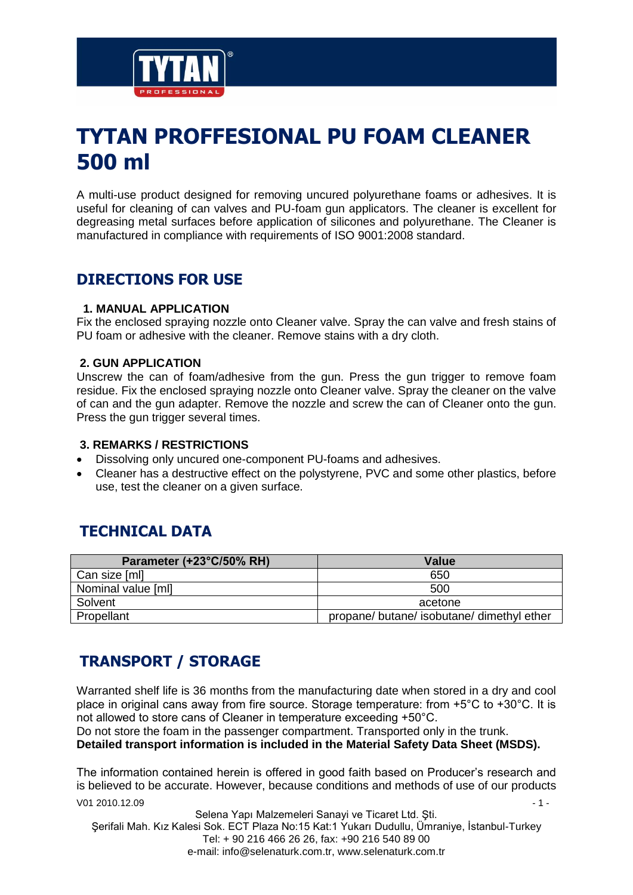# TYTAN PROFFESIONAL PU FOAM CLEANER 500 ml

A multi-use product designed for removing uncured polyurethane foams or adhesives. It is useful for cleaning of can valves and PU-foam gun applicators. The cleaner is excellent for degreasing metal surfaces before application of silicones and polyurethane. The Cleaner is manufactured in compliance with requirements of ISO 9001:2008 standard.

## DIRECTIONS FOR USE

### 1. MANUAL APPLICATION

Fix the enclosed spraying nozzle onto Cleaner valve. Spray the can valve and fresh stains of PU foam or adhesive with the cleaner. Remove stains with a dry cloth.

### 2. GUN APPLICATION

Unscrew the can of foam/adhesive from the gun. Press the gun trigger to remove foam residue. Fix the enclosed spraying nozzle onto Cleaner valve. Spray the cleaner on the valve of can and the gun adapter. Remove the nozzle and screw the can of Cleaner onto the gun. Press the gun trigger several times.

### 3. REMARKS / RESTRICTIONS

- Dissolving only uncured one-component PU-foams and adhesives.
- Cleaner has a destructive effect on the polystyrene, PVC and some other plastics, before use, test the cleaner on a given surface.

## TECHNICAL DATA

| Parameter (+23°C/50% RH) | Value |
|---|---|
| Can size [ml] | 650 |
| Nominal value [ml] | 500 |
| Solvent | acetone |
| Propellant | propane/ butane/ isobutane/ dimethyl ether |

## TRANSPORT / STORAGE

Warranted shelf life is 36 months from the manufacturing date when stored in a dry and cool place in original cans away from fire source. Storage temperature: from +5°C to +30°C. It is not allowed to store cans of Cleaner in temperature exceeding +50°C.
Do not store the foam in the passenger compartment. Transported only in the trunk.
**Detailed transport information is included in the Material Safety Data Sheet (MSDS).**

The information contained herein is offered in good faith based on Producer's research and is believed to be accurate. However, because conditions and methods of use of our products

V01 2010.12.09

Selena Yapı Malzemeleri Sanayi ve Ticaret Ltd. Şti.
Şerifali Mah. Kız Kalesi Sok. ECT Plaza No:15 Kat:1 Yukarı Dudullu, Ümraniye, İstanbul-Turkey
Tel: + 90 216 466 26 26, fax: +90 216 540 89 00
e-mail: info@selenaturk.com.tr, www.selenaturk.com.tr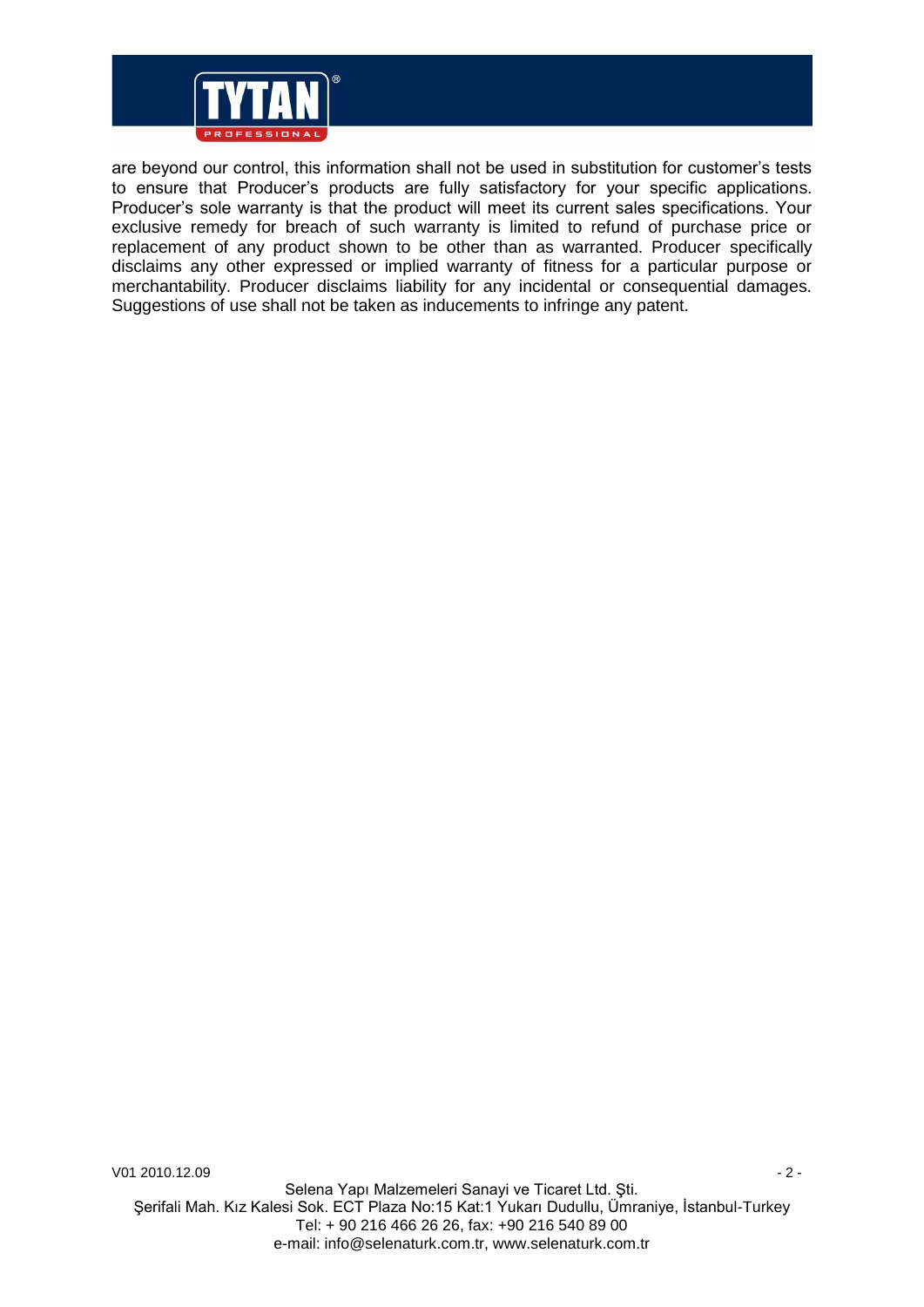are beyond our control, this information shall not be used in substitution for customer's tests to ensure that Producer's products are fully satisfactory for your specific applications. Producer's sole warranty is that the product will meet its current sales specifications. Your exclusive remedy for breach of such warranty is limited to refund of purchase price or replacement of any product shown to be other than as warranted. Producer specifically disclaims any other expressed or implied warranty of fitness for a particular purpose or merchantability. Producer disclaims liability for any incidental or consequential damages. Suggestions of use shall not be taken as inducements to infringe any patent.